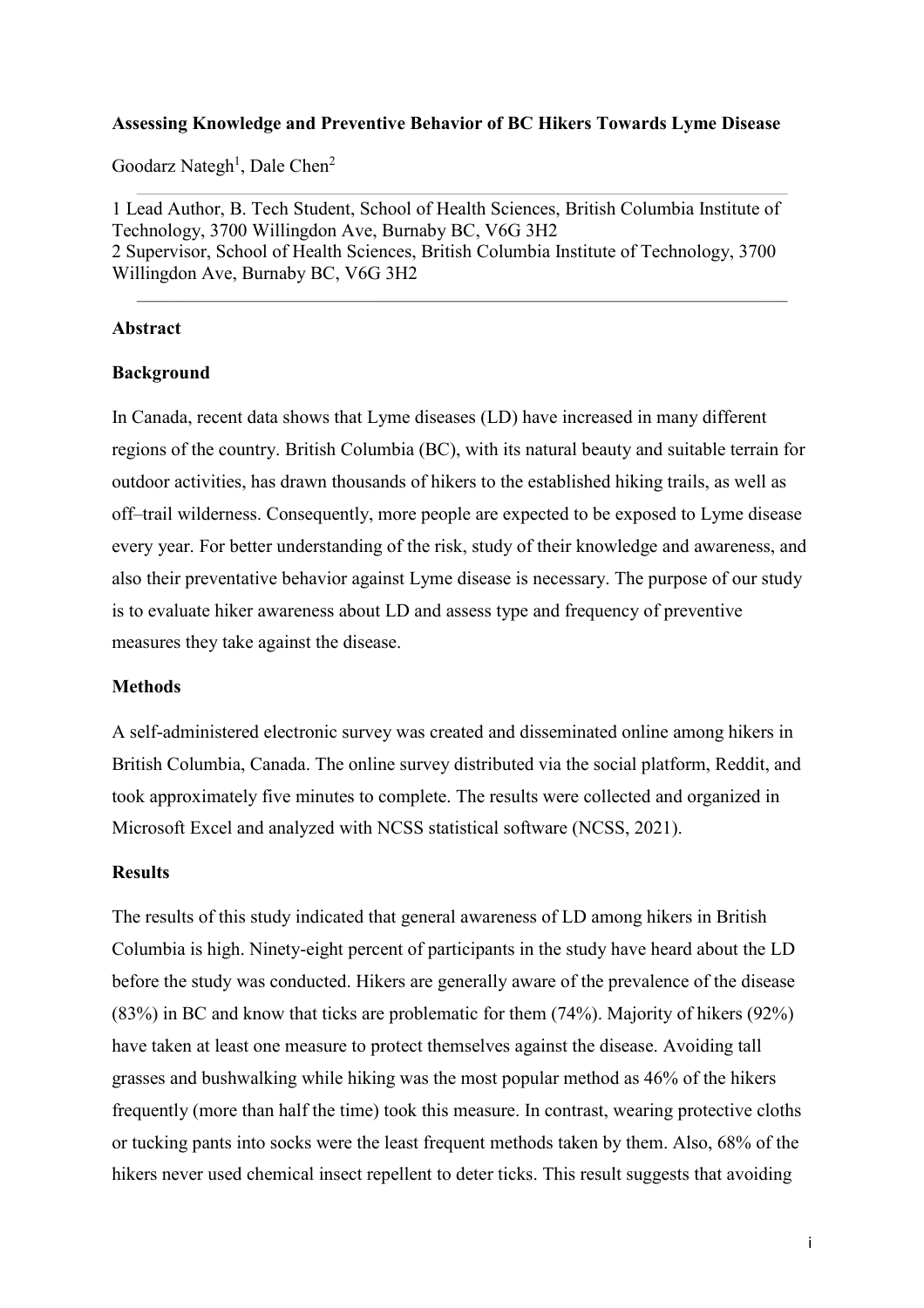# Assessing Knowledge and Preventive Behavior of BC Hikers Towards Lyme Disease

Goodarz Nategh[1], Dale Chen[2]

1 Lead Author, B. Tech Student, School of Health Sciences, British Columbia Institute of Technology, 3700 Willingdon Ave, Burnaby BC, V6G 3H2
2 Supervisor, School of Health Sciences, British Columbia Institute of Technology, 3700 Willingdon Ave, Burnaby BC, V6G 3H2

## Abstract

### Background

In Canada, recent data shows that Lyme diseases (LD) have increased in many different regions of the country. British Columbia (BC), with its natural beauty and suitable terrain for outdoor activities, has drawn thousands of hikers to the established hiking trails, as well as off–trail wilderness. Consequently, more people are expected to be exposed to Lyme disease every year. For better understanding of the risk, study of their knowledge and awareness, and also their preventative behavior against Lyme disease is necessary. The purpose of our study is to evaluate hiker awareness about LD and assess type and frequency of preventive measures they take against the disease.

### Methods

A self-administered electronic survey was created and disseminated online among hikers in British Columbia, Canada. The online survey distributed via the social platform, Reddit, and took approximately five minutes to complete. The results were collected and organized in Microsoft Excel and analyzed with NCSS statistical software (NCSS, 2021).

### Results

The results of this study indicated that general awareness of LD among hikers in British Columbia is high. Ninety-eight percent of participants in the study have heard about the LD before the study was conducted. Hikers are generally aware of the prevalence of the disease (83%) in BC and know that ticks are problematic for them (74%). Majority of hikers (92%) have taken at least one measure to protect themselves against the disease. Avoiding tall grasses and bushwalking while hiking was the most popular method as 46% of the hikers frequently (more than half the time) took this measure. In contrast, wearing protective cloths or tucking pants into socks were the least frequent methods taken by them. Also, 68% of the hikers never used chemical insect repellent to deter ticks. This result suggests that avoiding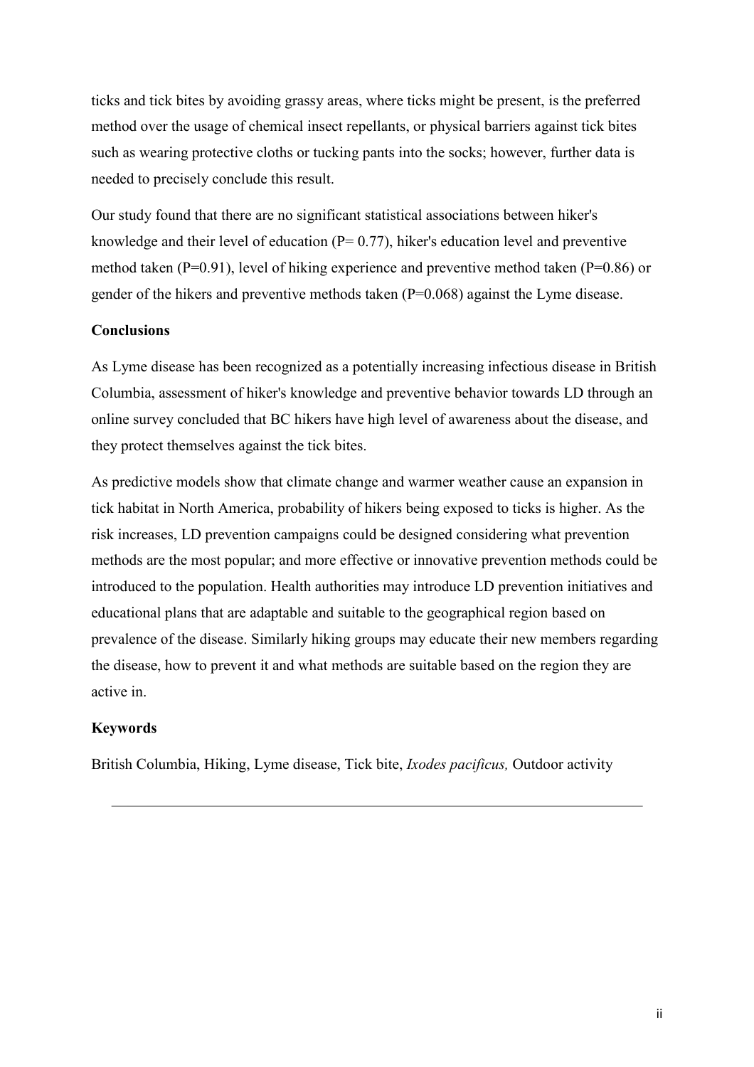ticks and tick bites by avoiding grassy areas, where ticks might be present, is the preferred method over the usage of chemical insect repellants, or physical barriers against tick bites such as wearing protective cloths or tucking pants into the socks; however, further data is needed to precisely conclude this result.

Our study found that there are no significant statistical associations between hiker's knowledge and their level of education ($P = 0.77$), hiker's education level and preventive method taken ($P=0.91$), level of hiking experience and preventive method taken ($P=0.86$) or gender of the hikers and preventive methods taken ($P=0.068$) against the Lyme disease.

**Conclusions**

As Lyme disease has been recognized as a potentially increasing infectious disease in British Columbia, assessment of hiker's knowledge and preventive behavior towards LD through an online survey concluded that BC hikers have high level of awareness about the disease, and they protect themselves against the tick bites.

As predictive models show that climate change and warmer weather cause an expansion in tick habitat in North America, probability of hikers being exposed to ticks is higher. As the risk increases, LD prevention campaigns could be designed considering what prevention methods are the most popular; and more effective or innovative prevention methods could be introduced to the population. Health authorities may introduce LD prevention initiatives and educational plans that are adaptable and suitable to the geographical region based on prevalence of the disease. Similarly hiking groups may educate their new members regarding the disease, how to prevent it and what methods are suitable based on the region they are active in.

**Keywords**

British Columbia, Hiking, Lyme disease, Tick bite, *Ixodes pacificus,* Outdoor activity

---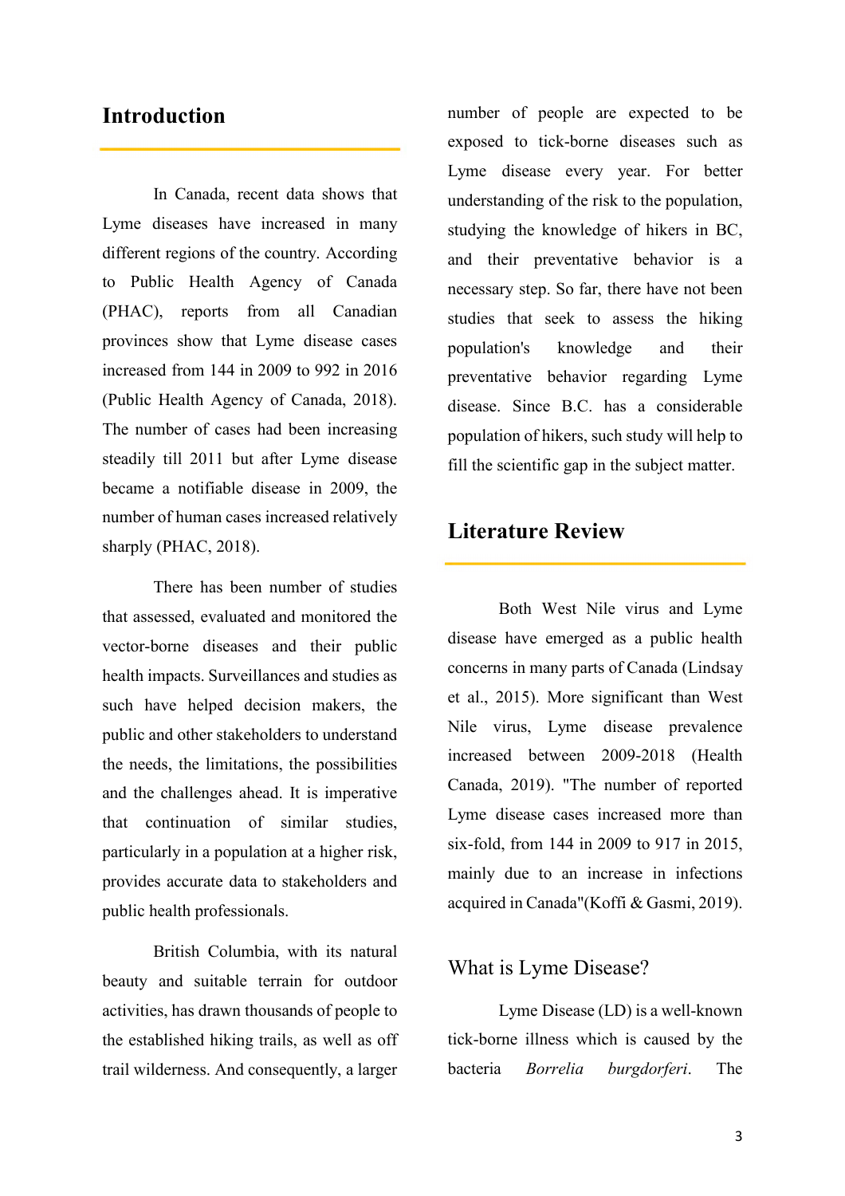## Introduction

In Canada, recent data shows that Lyme diseases have increased in many different regions of the country. According to Public Health Agency of Canada (PHAC), reports from all Canadian provinces show that Lyme disease cases increased from 144 in 2009 to 992 in 2016 (Public Health Agency of Canada, 2018). The number of cases had been increasing steadily till 2011 but after Lyme disease became a notifiable disease in 2009, the number of human cases increased relatively sharply (PHAC, 2018).

There has been number of studies that assessed, evaluated and monitored the vector-borne diseases and their public health impacts. Surveillances and studies as such have helped decision makers, the public and other stakeholders to understand the needs, the limitations, the possibilities and the challenges ahead. It is imperative that continuation of similar studies, particularly in a population at a higher risk, provides accurate data to stakeholders and public health professionals.

British Columbia, with its natural beauty and suitable terrain for outdoor activities, has drawn thousands of people to the established hiking trails, as well as off trail wilderness. And consequently, a larger number of people are expected to be exposed to tick-borne diseases such as Lyme disease every year. For better understanding of the risk to the population, studying the knowledge of hikers in BC, and their preventative behavior is a necessary step. So far, there have not been studies that seek to assess the hiking population's knowledge and their preventative behavior regarding Lyme disease. Since B.C. has a considerable population of hikers, such study will help to fill the scientific gap in the subject matter.

## Literature Review

Both West Nile virus and Lyme disease have emerged as a public health concerns in many parts of Canada (Lindsay et al., 2015). More significant than West Nile virus, Lyme disease prevalence increased between 2009-2018 (Health Canada, 2019). "The number of reported Lyme disease cases increased more than six-fold, from 144 in 2009 to 917 in 2015, mainly due to an increase in infections acquired in Canada"(Koffi & Gasmi, 2019).

### What is Lyme Disease?

Lyme Disease (LD) is a well-known tick-borne illness which is caused by the bacteria *Borrelia burgdorferi*. The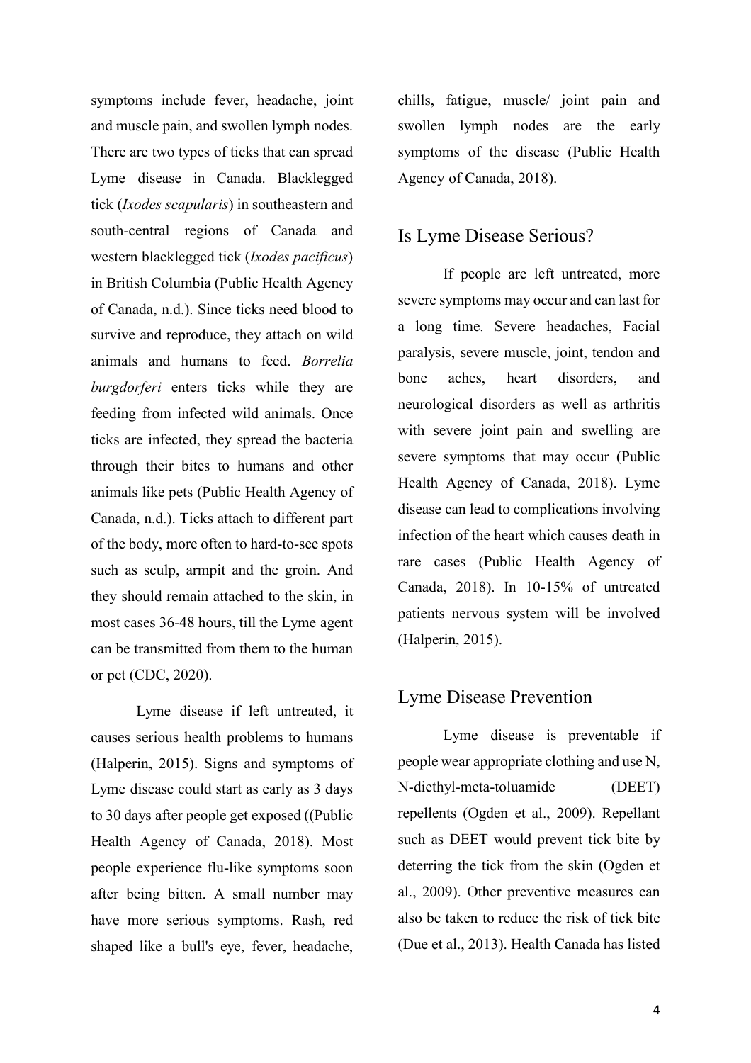symptoms include fever, headache, joint and muscle pain, and swollen lymph nodes. There are two types of ticks that can spread Lyme disease in Canada. Blacklegged tick (*Ixodes scapularis*) in southeastern and south-central regions of Canada and western blacklegged tick (*Ixodes pacificus*) in British Columbia (Public Health Agency of Canada, n.d.). Since ticks need blood to survive and reproduce, they attach on wild animals and humans to feed. *Borrelia burgdorferi* enters ticks while they are feeding from infected wild animals. Once ticks are infected, they spread the bacteria through their bites to humans and other animals like pets (Public Health Agency of Canada, n.d.). Ticks attach to different part of the body, more often to hard-to-see spots such as sculp, armpit and the groin. And they should remain attached to the skin, in most cases 36-48 hours, till the Lyme agent can be transmitted from them to the human or pet (CDC, 2020).

Lyme disease if left untreated, it causes serious health problems to humans (Halperin, 2015). Signs and symptoms of Lyme disease could start as early as 3 days to 30 days after people get exposed ((Public Health Agency of Canada, 2018). Most people experience flu-like symptoms soon after being bitten. A small number may have more serious symptoms. Rash, red shaped like a bull's eye, fever, headache, chills, fatigue, muscle/ joint pain and swollen lymph nodes are the early symptoms of the disease (Public Health Agency of Canada, 2018).

## Is Lyme Disease Serious?

If people are left untreated, more severe symptoms may occur and can last for a long time. Severe headaches, Facial paralysis, severe muscle, joint, tendon and bone aches, heart disorders, and neurological disorders as well as arthritis with severe joint pain and swelling are severe symptoms that may occur (Public Health Agency of Canada, 2018). Lyme disease can lead to complications involving infection of the heart which causes death in rare cases (Public Health Agency of Canada, 2018). In 10-15% of untreated patients nervous system will be involved (Halperin, 2015).

## Lyme Disease Prevention

Lyme disease is preventable if people wear appropriate clothing and use N, N-diethyl-meta-toluamide (DEET) repellents (Ogden et al., 2009). Repellant such as DEET would prevent tick bite by deterring the tick from the skin (Ogden et al., 2009). Other preventive measures can also be taken to reduce the risk of tick bite (Due et al., 2013). Health Canada has listed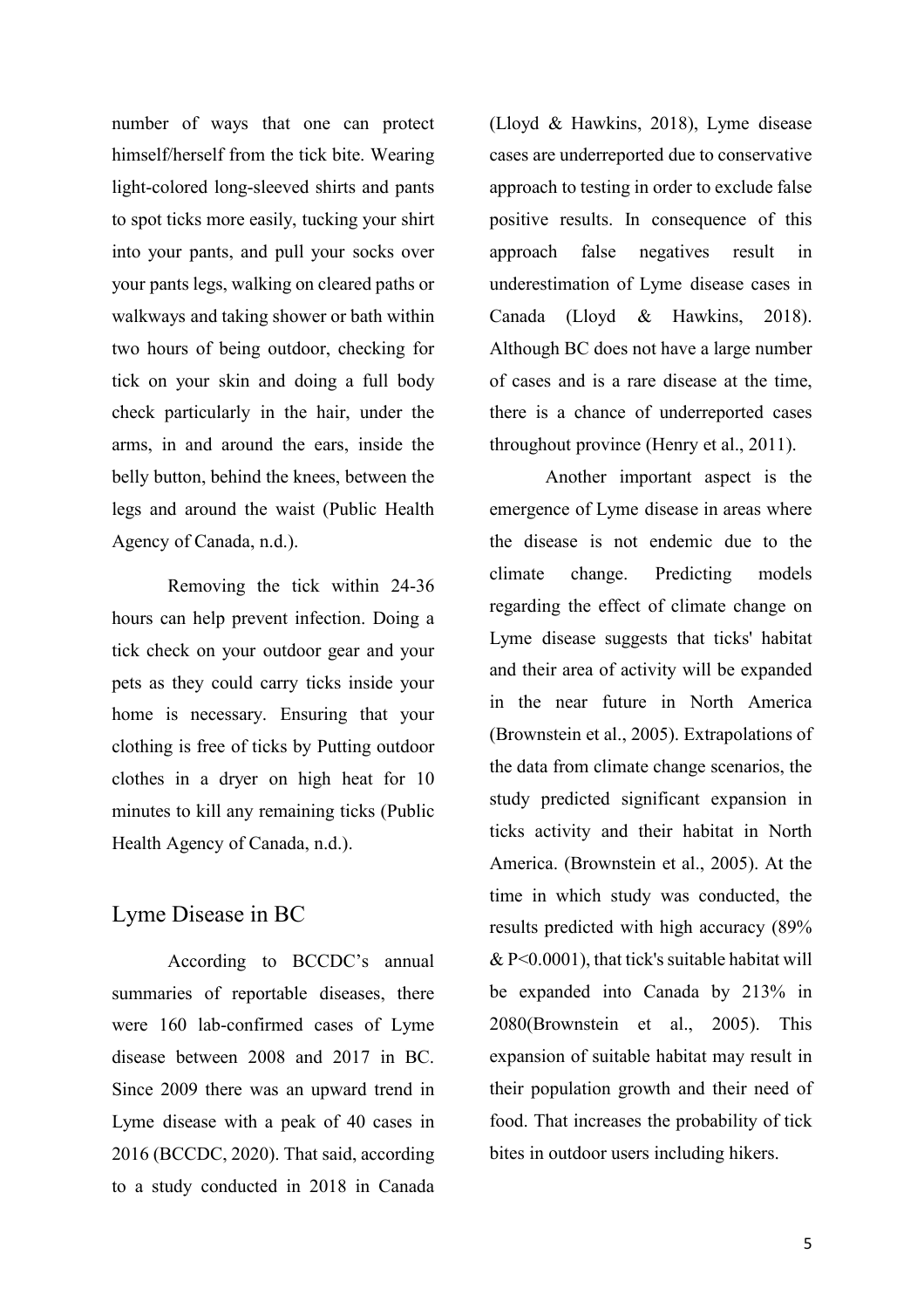number of ways that one can protect himself/herself from the tick bite. Wearing light-colored long-sleeved shirts and pants to spot ticks more easily, tucking your shirt into your pants, and pull your socks over your pants legs, walking on cleared paths or walkways and taking shower or bath within two hours of being outdoor, checking for tick on your skin and doing a full body check particularly in the hair, under the arms, in and around the ears, inside the belly button, behind the knees, between the legs and around the waist (Public Health Agency of Canada, n.d.).

Removing the tick within 24-36 hours can help prevent infection. Doing a tick check on your outdoor gear and your pets as they could carry ticks inside your home is necessary. Ensuring that your clothing is free of ticks by Putting outdoor clothes in a dryer on high heat for 10 minutes to kill any remaining ticks (Public Health Agency of Canada, n.d.).

## Lyme Disease in BC

According to BCCDC's annual summaries of reportable diseases, there were 160 lab-confirmed cases of Lyme disease between 2008 and 2017 in BC. Since 2009 there was an upward trend in Lyme disease with a peak of 40 cases in 2016 (BCCDC, 2020). That said, according to a study conducted in 2018 in Canada (Lloyd & Hawkins, 2018), Lyme disease cases are underreported due to conservative approach to testing in order to exclude false positive results. In consequence of this approach false negatives result in underestimation of Lyme disease cases in Canada (Lloyd & Hawkins, 2018). Although BC does not have a large number of cases and is a rare disease at the time, there is a chance of underreported cases throughout province (Henry et al., 2011).

Another important aspect is the emergence of Lyme disease in areas where the disease is not endemic due to the climate change. Predicting models regarding the effect of climate change on Lyme disease suggests that ticks' habitat and their area of activity will be expanded in the near future in North America (Brownstein et al., 2005). Extrapolations of the data from climate change scenarios, the study predicted significant expansion in ticks activity and their habitat in North America. (Brownstein et al., 2005). At the time in which study was conducted, the results predicted with high accuracy (89% & $P<0.0001$), that tick's suitable habitat will be expanded into Canada by 213% in 2080(Brownstein et al., 2005). This expansion of suitable habitat may result in their population growth and their need of food. That increases the probability of tick bites in outdoor users including hikers.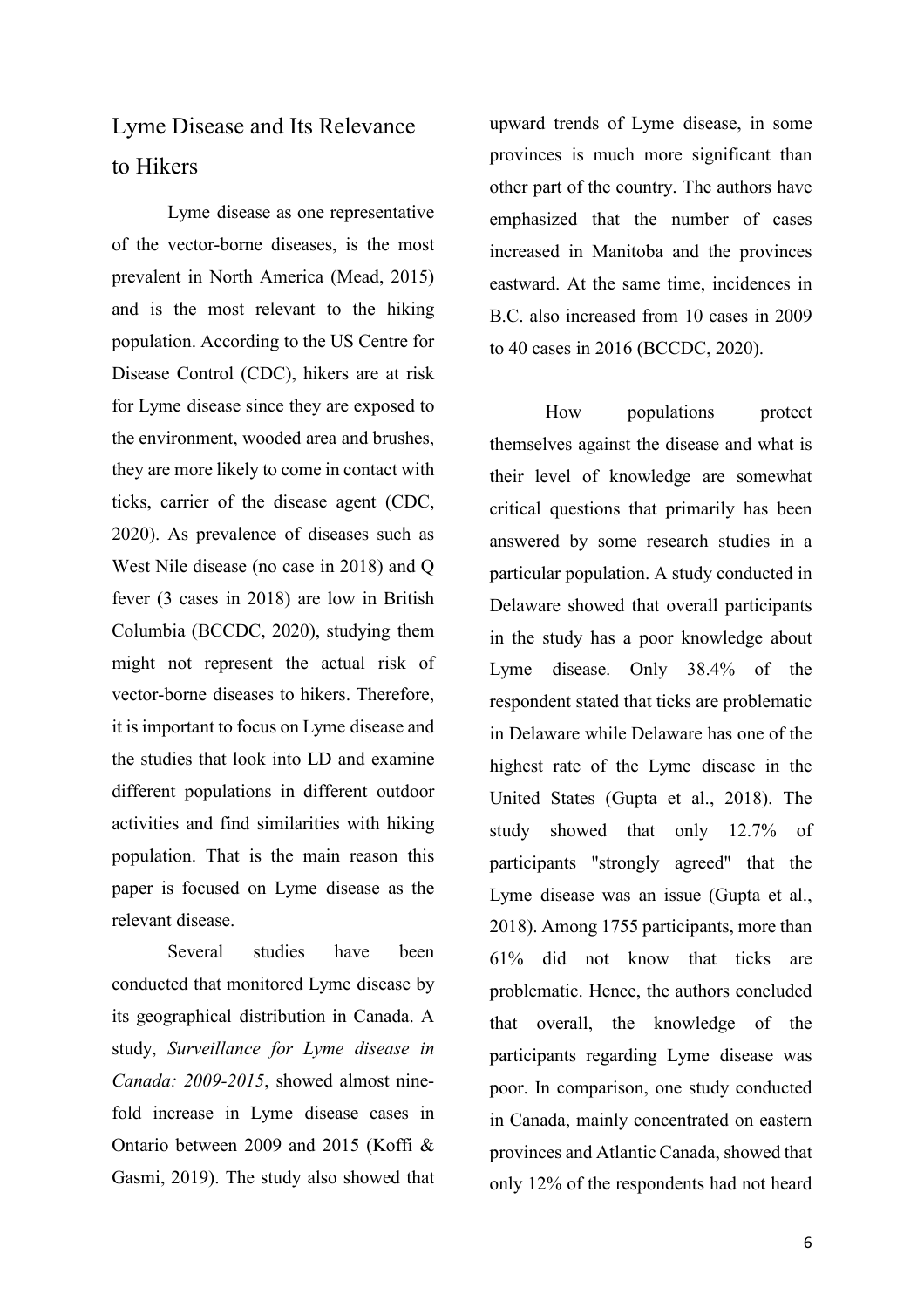## Lyme Disease and Its Relevance to Hikers

Lyme disease as one representative of the vector-borne diseases, is the most prevalent in North America (Mead, 2015) and is the most relevant to the hiking population. According to the US Centre for Disease Control (CDC), hikers are at risk for Lyme disease since they are exposed to the environment, wooded area and brushes, they are more likely to come in contact with ticks, carrier of the disease agent (CDC, 2020). As prevalence of diseases such as West Nile disease (no case in 2018) and Q fever (3 cases in 2018) are low in British Columbia (BCCDC, 2020), studying them might not represent the actual risk of vector-borne diseases to hikers. Therefore, it is important to focus on Lyme disease and the studies that look into LD and examine different populations in different outdoor activities and find similarities with hiking population. That is the main reason this paper is focused on Lyme disease as the relevant disease.

Several studies have been conducted that monitored Lyme disease by its geographical distribution in Canada. A study, *Surveillance for Lyme disease in Canada: 2009-2015*, showed almost nine-fold increase in Lyme disease cases in Ontario between 2009 and 2015 (Koffi & Gasmi, 2019). The study also showed that upward trends of Lyme disease, in some provinces is much more significant than other part of the country. The authors have emphasized that the number of cases increased in Manitoba and the provinces eastward. At the same time, incidences in B.C. also increased from 10 cases in 2009 to 40 cases in 2016 (BCCDC, 2020).

How populations protect themselves against the disease and what is their level of knowledge are somewhat critical questions that primarily has been answered by some research studies in a particular population. A study conducted in Delaware showed that overall participants in the study has a poor knowledge about Lyme disease. Only 38.4% of the respondent stated that ticks are problematic in Delaware while Delaware has one of the highest rate of the Lyme disease in the United States (Gupta et al., 2018). The study showed that only 12.7% of participants "strongly agreed" that the Lyme disease was an issue (Gupta et al., 2018). Among 1755 participants, more than 61% did not know that ticks are problematic. Hence, the authors concluded that overall, the knowledge of the participants regarding Lyme disease was poor. In comparison, one study conducted in Canada, mainly concentrated on eastern provinces and Atlantic Canada, showed that only 12% of the respondents had not heard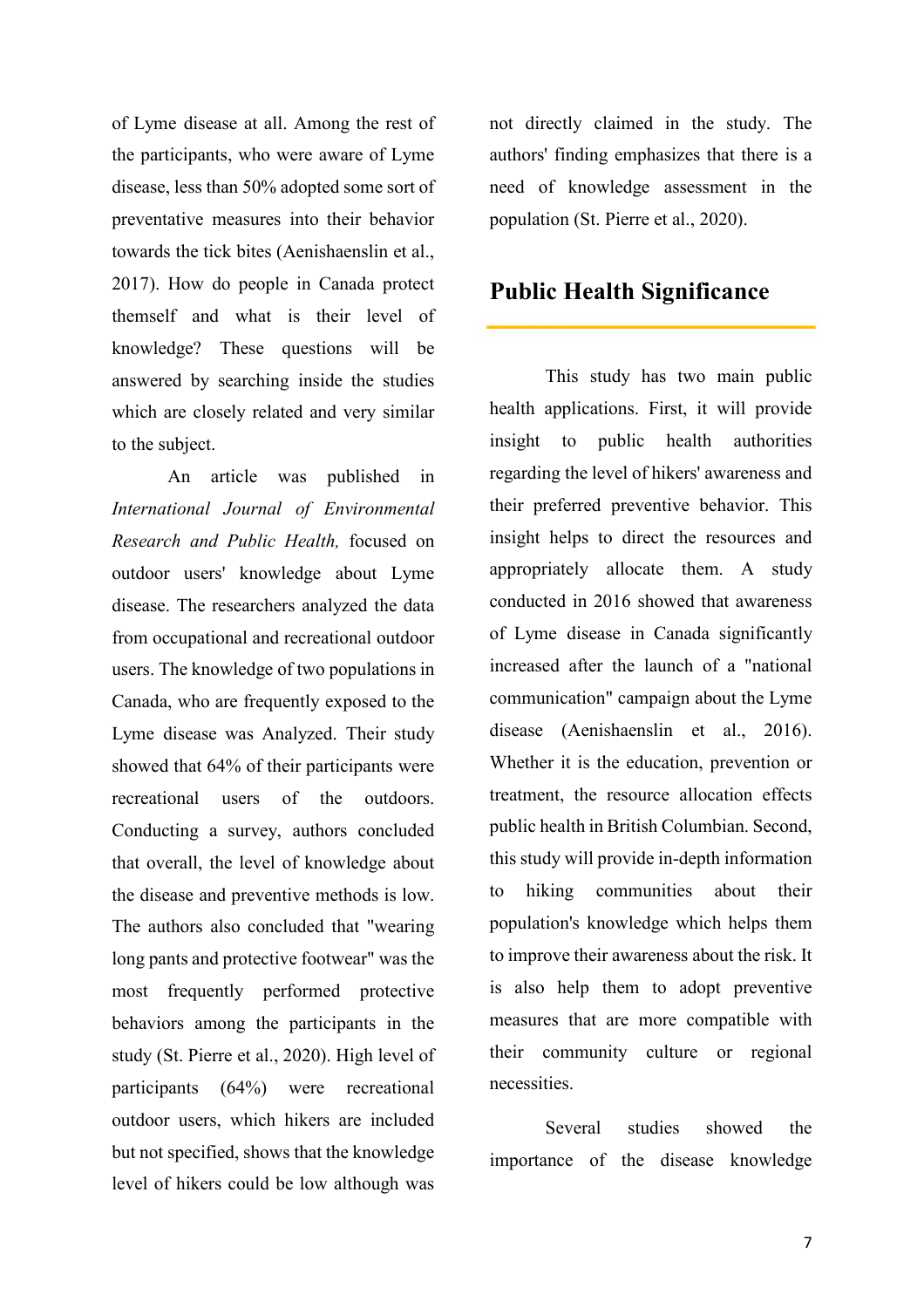of Lyme disease at all. Among the rest of the participants, who were aware of Lyme disease, less than 50% adopted some sort of preventative measures into their behavior towards the tick bites (Aenishaenslin et al., 2017). How do people in Canada protect themself and what is their level of knowledge? These questions will be answered by searching inside the studies which are closely related and very similar to the subject.

An article was published in *International Journal of Environmental Research and Public Health,* focused on outdoor users' knowledge about Lyme disease. The researchers analyzed the data from occupational and recreational outdoor users. The knowledge of two populations in Canada, who are frequently exposed to the Lyme disease was Analyzed. Their study showed that 64% of their participants were recreational users of the outdoors. Conducting a survey, authors concluded that overall, the level of knowledge about the disease and preventive methods is low. The authors also concluded that "wearing long pants and protective footwear" was the most frequently performed protective behaviors among the participants in the study (St. Pierre et al., 2020). High level of participants (64%) were recreational outdoor users, which hikers are included but not specified, shows that the knowledge level of hikers could be low although was not directly claimed in the study. The authors' finding emphasizes that there is a need of knowledge assessment in the population (St. Pierre et al., 2020).

## Public Health Significance

This study has two main public health applications. First, it will provide insight to public health authorities regarding the level of hikers' awareness and their preferred preventive behavior. This insight helps to direct the resources and appropriately allocate them. A study conducted in 2016 showed that awareness of Lyme disease in Canada significantly increased after the launch of a "national communication" campaign about the Lyme disease (Aenishaenslin et al., 2016). Whether it is the education, prevention or treatment, the resource allocation effects public health in British Columbian. Second, this study will provide in-depth information to hiking communities about their population's knowledge which helps them to improve their awareness about the risk. It is also help them to adopt preventive measures that are more compatible with their community culture or regional necessities.

Several studies showed the importance of the disease knowledge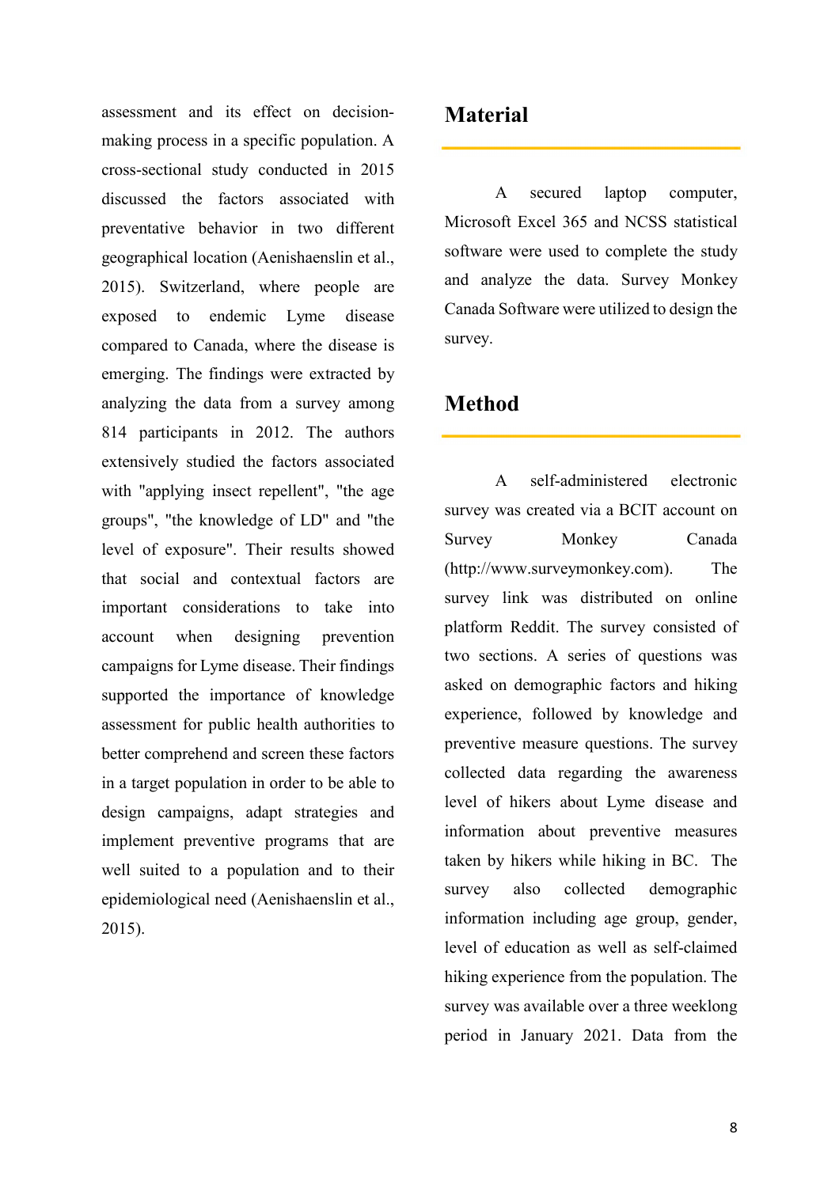assessment and its effect on decision-making process in a specific population. A cross-sectional study conducted in 2015 discussed the factors associated with preventative behavior in two different geographical location (Aenishaenslin et al., 2015). Switzerland, where people are exposed to endemic Lyme disease compared to Canada, where the disease is emerging. The findings were extracted by analyzing the data from a survey among 814 participants in 2012. The authors extensively studied the factors associated with "applying insect repellent", "the age groups", "the knowledge of LD" and "the level of exposure". Their results showed that social and contextual factors are important considerations to take into account when designing prevention campaigns for Lyme disease. Their findings supported the importance of knowledge assessment for public health authorities to better comprehend and screen these factors in a target population in order to be able to design campaigns, adapt strategies and implement preventive programs that are well suited to a population and to their epidemiological need (Aenishaenslin et al., 2015).

## Material

A secured laptop computer, Microsoft Excel 365 and NCSS statistical software were used to complete the study and analyze the data. Survey Monkey Canada Software were utilized to design the survey.

## Method

A self-administered electronic survey was created via a BCIT account on Survey Monkey Canada (http://www.surveymonkey.com). The survey link was distributed on online platform Reddit. The survey consisted of two sections. A series of questions was asked on demographic factors and hiking experience, followed by knowledge and preventive measure questions. The survey collected data regarding the awareness level of hikers about Lyme disease and information about preventive measures taken by hikers while hiking in BC. The survey also collected demographic information including age group, gender, level of education as well as self-claimed hiking experience from the population. The survey was available over a three weeklong period in January 2021. Data from the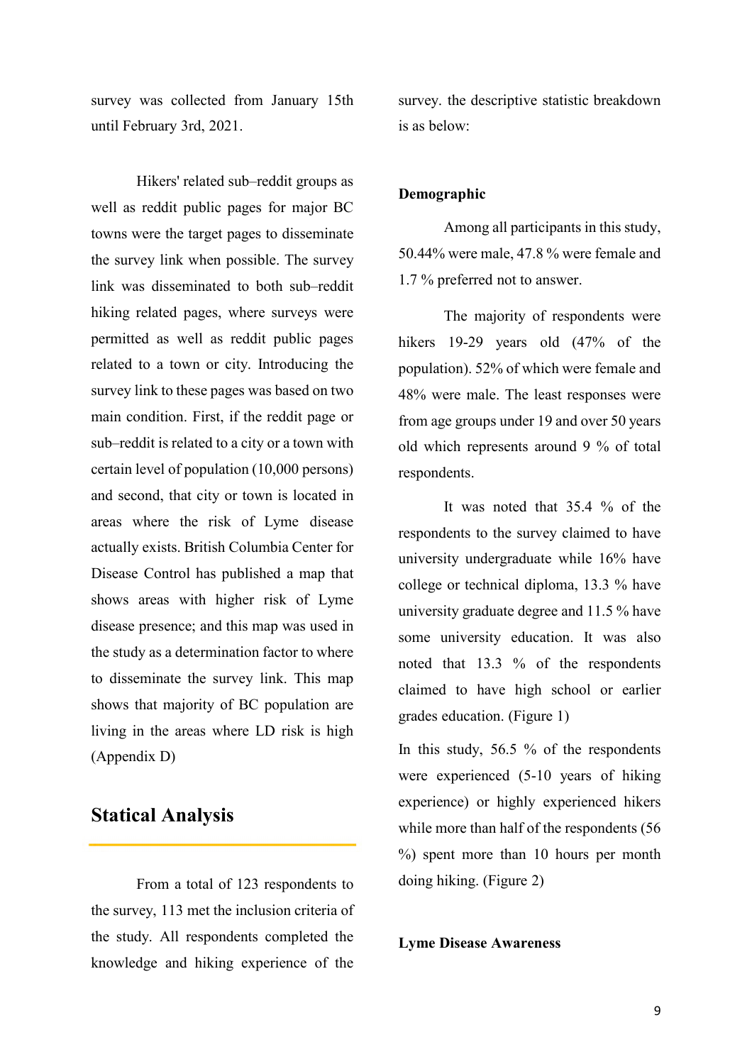survey was collected from January 15th until February 3rd, 2021.

Hikers' related sub–reddit groups as well as reddit public pages for major BC towns were the target pages to disseminate the survey link when possible. The survey link was disseminated to both sub–reddit hiking related pages, where surveys were permitted as well as reddit public pages related to a town or city. Introducing the survey link to these pages was based on two main condition. First, if the reddit page or sub–reddit is related to a city or a town with certain level of population (10,000 persons) and second, that city or town is located in areas where the risk of Lyme disease actually exists. British Columbia Center for Disease Control has published a map that shows areas with higher risk of Lyme disease presence; and this map was used in the study as a determination factor to where to disseminate the survey link. This map shows that majority of BC population are living in the areas where LD risk is high (Appendix D)

## Statical Analysis

From a total of 123 respondents to the survey, 113 met the inclusion criteria of the study. All respondents completed the knowledge and hiking experience of the survey. the descriptive statistic breakdown is as below:

**Demographic**

Among all participants in this study, 50.44% were male, 47.8 % were female and 1.7 % preferred not to answer.

The majority of respondents were hikers 19-29 years old (47% of the population). 52% of which were female and 48% were male. The least responses were from age groups under 19 and over 50 years old which represents around 9 % of total respondents.

It was noted that 35.4 % of the respondents to the survey claimed to have university undergraduate while 16% have college or technical diploma, 13.3 % have university graduate degree and 11.5 % have some university education. It was also noted that 13.3 % of the respondents claimed to have high school or earlier grades education. (Figure 1)

In this study, 56.5 % of the respondents were experienced (5-10 years of hiking experience) or highly experienced hikers while more than half of the respondents (56 %) spent more than 10 hours per month doing hiking. (Figure 2)

**Lyme Disease Awareness**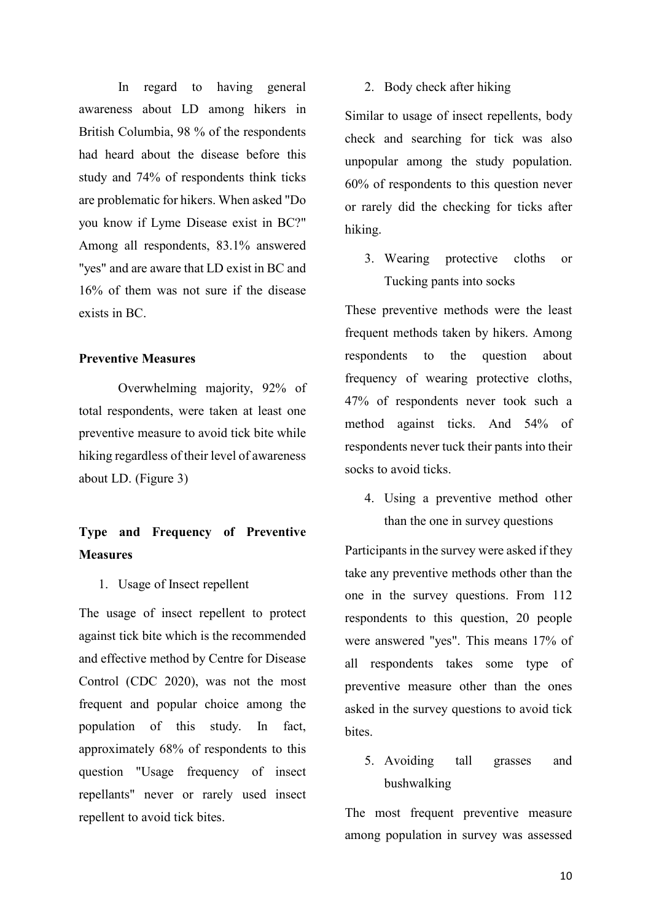In regard to having general awareness about LD among hikers in British Columbia, 98 % of the respondents had heard about the disease before this study and 74% of respondents think ticks are problematic for hikers. When asked "Do you know if Lyme Disease exist in BC?" Among all respondents, 83.1% answered "yes" and are aware that LD exist in BC and 16% of them was not sure if the disease exists in BC.

**Preventive Measures**

Overwhelming majority, 92% of total respondents, were taken at least one preventive measure to avoid tick bite while hiking regardless of their level of awareness about LD. (Figure 3)

**Type and Frequency of Preventive Measures**

1. Usage of Insect repellent

The usage of insect repellent to protect against tick bite which is the recommended and effective method by Centre for Disease Control (CDC 2020), was not the most frequent and popular choice among the population of this study. In fact, approximately 68% of respondents to this question "Usage frequency of insect repellants" never or rarely used insect repellent to avoid tick bites.

2. Body check after hiking

Similar to usage of insect repellents, body check and searching for tick was also unpopular among the study population. 60% of respondents to this question never or rarely did the checking for ticks after hiking.

3. Wearing protective cloths or Tucking pants into socks

These preventive methods were the least frequent methods taken by hikers. Among respondents to the question about frequency of wearing protective cloths, 47% of respondents never took such a method against ticks. And 54% of respondents never tuck their pants into their socks to avoid ticks.

4. Using a preventive method other than the one in survey questions

Participants in the survey were asked if they take any preventive methods other than the one in the survey questions. From 112 respondents to this question, 20 people were answered "yes". This means 17% of all respondents takes some type of preventive measure other than the ones asked in the survey questions to avoid tick bites.

5. Avoiding tall grasses and bushwalking

The most frequent preventive measure among population in survey was assessed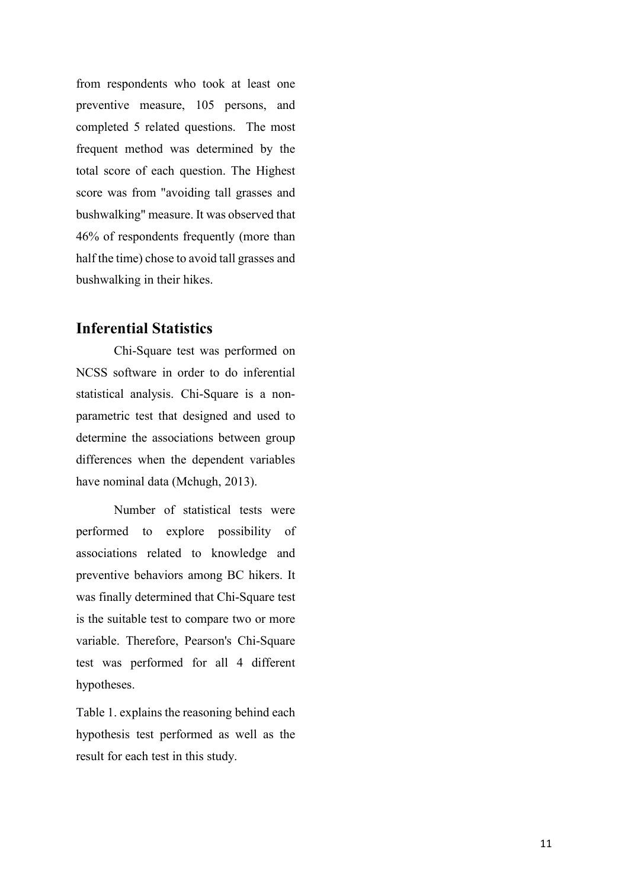from respondents who took at least one preventive measure, 105 persons, and completed 5 related questions. The most frequent method was determined by the total score of each question. The Highest score was from "avoiding tall grasses and bushwalking" measure. It was observed that 46% of respondents frequently (more than half the time) chose to avoid tall grasses and bushwalking in their hikes.

## Inferential Statistics

Chi-Square test was performed on NCSS software in order to do inferential statistical analysis. Chi-Square is a non-parametric test that designed and used to determine the associations between group differences when the dependent variables have nominal data (Mchugh, 2013).

Number of statistical tests were performed to explore possibility of associations related to knowledge and preventive behaviors among BC hikers. It was finally determined that Chi-Square test is the suitable test to compare two or more variable. Therefore, Pearson's Chi-Square test was performed for all 4 different hypotheses.

Table 1. explains the reasoning behind each hypothesis test performed as well as the result for each test in this study.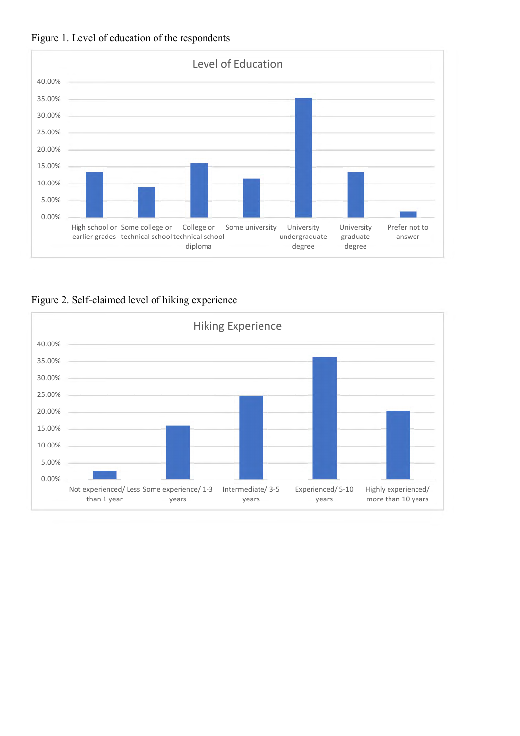Figure 1. Level of education of the respondents

Figure 2. Self-claimed level of hiking experience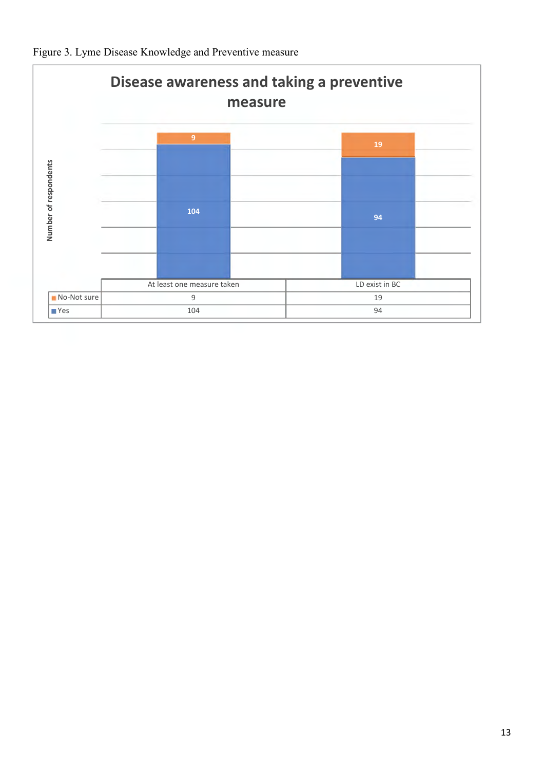Figure 3. Lyme Disease Knowledge and Preventive measure

**Disease awareness and taking a preventive measure**

| | At least one measure taken | LD exist in BC |
|---|---|---|
| No-Not sure | 9 | 19 |
| Yes | 104 | 94 |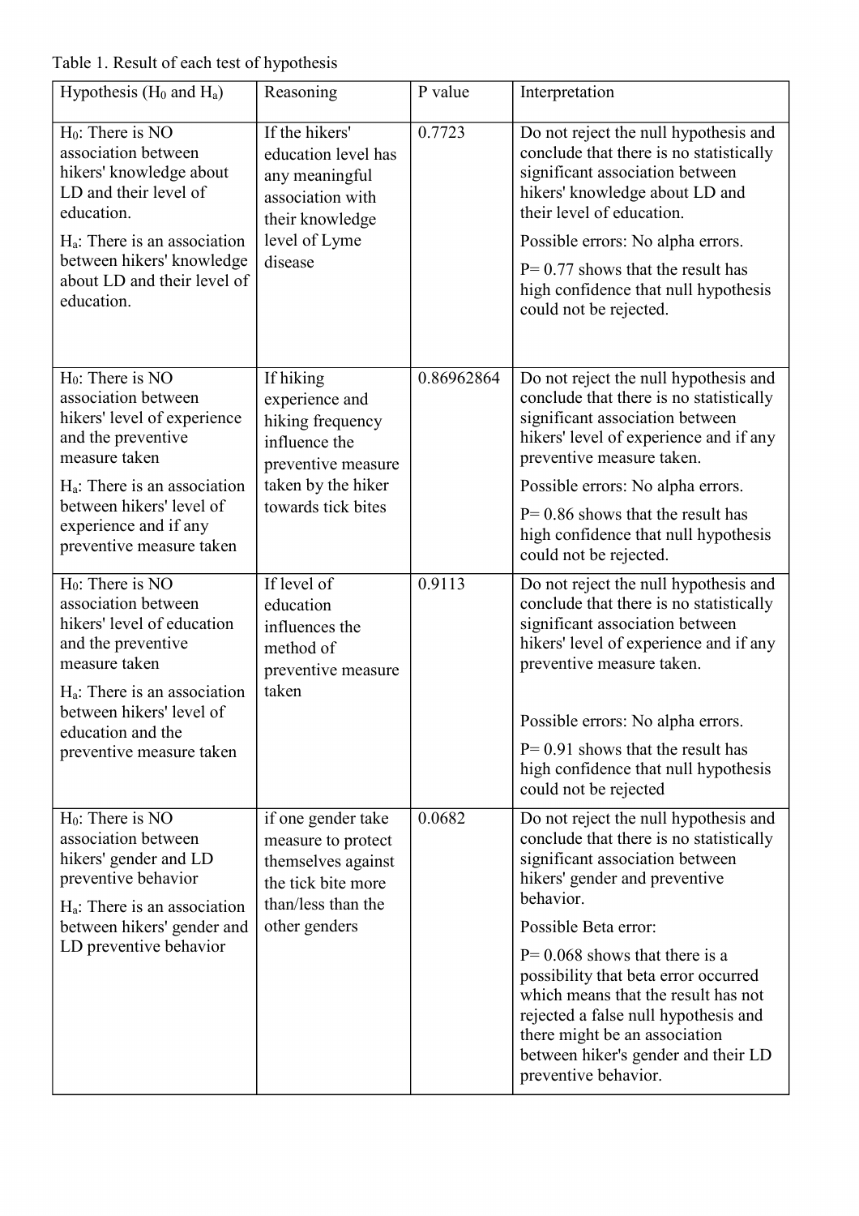Table 1. Result of each test of hypothesis

| Hypothesis ($H_0$ and $H_a$) | Reasoning | P value | Interpretation |
|---|---|---|---|
| $H_0$: There is NO association between hikers' knowledge about LD and their level of education.<br>$H_a$: There is an association between hikers' knowledge about LD and their level of education. | If the hikers' education level has any meaningful association with their knowledge level of Lyme disease | 0.7723 | Do not reject the null hypothesis and conclude that there is no statistically significant association between hikers' knowledge about LD and their level of education.<br>Possible errors: No alpha errors.<br>P= 0.77 shows that the result has high confidence that null hypothesis could not be rejected. |
| $H_0$: There is NO association between hikers' level of experience and the preventive measure taken<br>$H_a$: There is an association between hikers' level of experience and if any preventive measure taken | If hiking experience and hiking frequency influence the preventive measure taken by the hiker towards tick bites | 0.86962864 | Do not reject the null hypothesis and conclude that there is no statistically significant association between hikers' level of experience and if any preventive measure taken.<br>Possible errors: No alpha errors.<br>P= 0.86 shows that the result has high confidence that null hypothesis could not be rejected. |
| $H_0$: There is NO association between hikers' level of education and the preventive measure taken<br>$H_a$: There is an association between hikers' level of education and the preventive measure taken | If level of education influences the method of preventive measure taken | 0.9113 | Do not reject the null hypothesis and conclude that there is no statistically significant association between hikers' level of experience and if any preventive measure taken.<br>Possible errors: No alpha errors.<br>P= 0.91 shows that the result has high confidence that null hypothesis could not be rejected |
| $H_0$: There is NO association between hikers' gender and LD preventive behavior<br>$H_a$: There is an association between hikers' gender and LD preventive behavior | if one gender take measure to protect themselves against the tick bite more than/less than the other genders | 0.0682 | Do not reject the null hypothesis and conclude that there is no statistically significant association between hikers' gender and preventive behavior.<br>Possible Beta error:<br>P= 0.068 shows that there is a possibility that beta error occurred which means that the result has not rejected a false null hypothesis and there might be an association between hiker's gender and their LD preventive behavior. |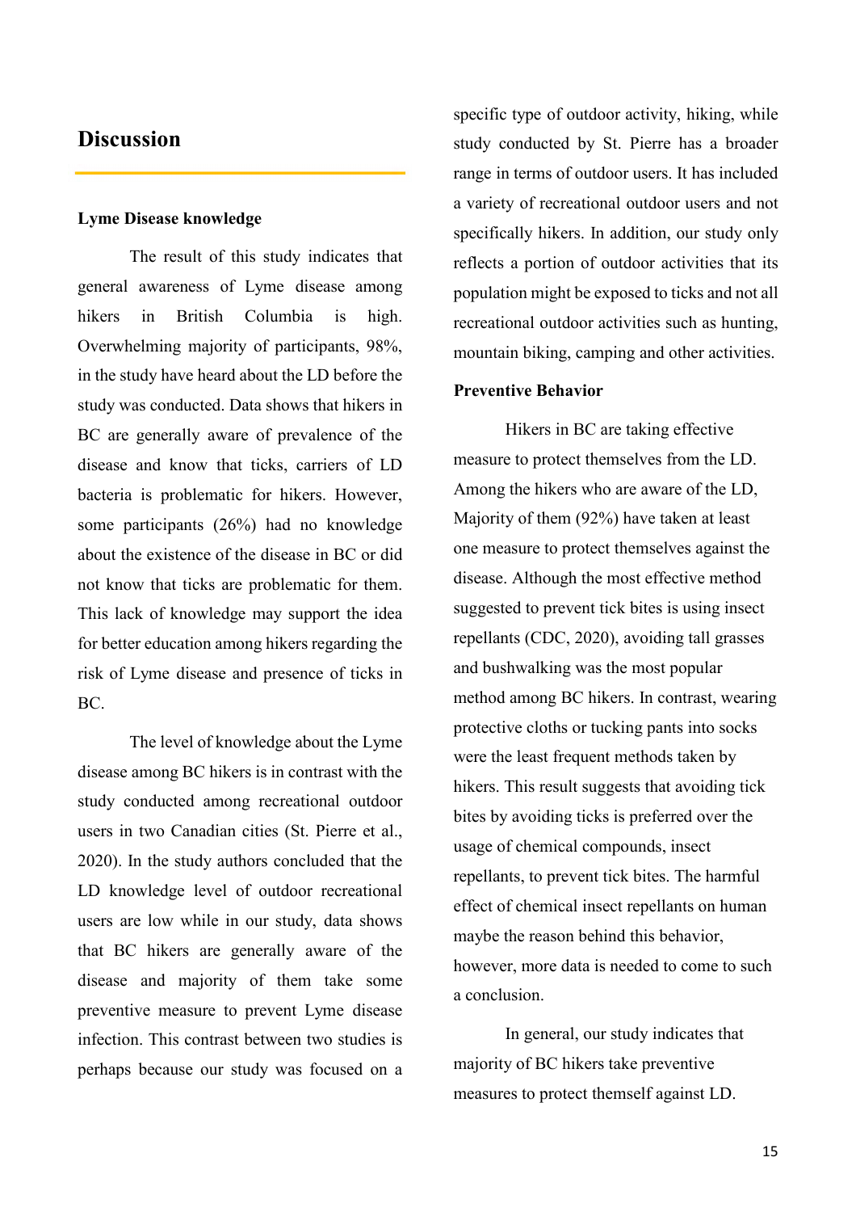# Discussion

### Lyme Disease knowledge

The result of this study indicates that general awareness of Lyme disease among hikers in British Columbia is high. Overwhelming majority of participants, 98%, in the study have heard about the LD before the study was conducted. Data shows that hikers in BC are generally aware of prevalence of the disease and know that ticks, carriers of LD bacteria is problematic for hikers. However, some participants (26%) had no knowledge about the existence of the disease in BC or did not know that ticks are problematic for them. This lack of knowledge may support the idea for better education among hikers regarding the risk of Lyme disease and presence of ticks in BC.

The level of knowledge about the Lyme disease among BC hikers is in contrast with the study conducted among recreational outdoor users in two Canadian cities (St. Pierre et al., 2020). In the study authors concluded that the LD knowledge level of outdoor recreational users are low while in our study, data shows that BC hikers are generally aware of the disease and majority of them take some preventive measure to prevent Lyme disease infection. This contrast between two studies is perhaps because our study was focused on a specific type of outdoor activity, hiking, while study conducted by St. Pierre has a broader range in terms of outdoor users. It has included a variety of recreational outdoor users and not specifically hikers. In addition, our study only reflects a portion of outdoor activities that its population might be exposed to ticks and not all recreational outdoor activities such as hunting, mountain biking, camping and other activities.

### Preventive Behavior

Hikers in BC are taking effective measure to protect themselves from the LD. Among the hikers who are aware of the LD, Majority of them (92%) have taken at least one measure to protect themselves against the disease. Although the most effective method suggested to prevent tick bites is using insect repellants (CDC, 2020), avoiding tall grasses and bushwalking was the most popular method among BC hikers. In contrast, wearing protective cloths or tucking pants into socks were the least frequent methods taken by hikers. This result suggests that avoiding tick bites by avoiding ticks is preferred over the usage of chemical compounds, insect repellants, to prevent tick bites. The harmful effect of chemical insect repellants on human maybe the reason behind this behavior, however, more data is needed to come to such a conclusion.

In general, our study indicates that majority of BC hikers take preventive measures to protect themself against LD.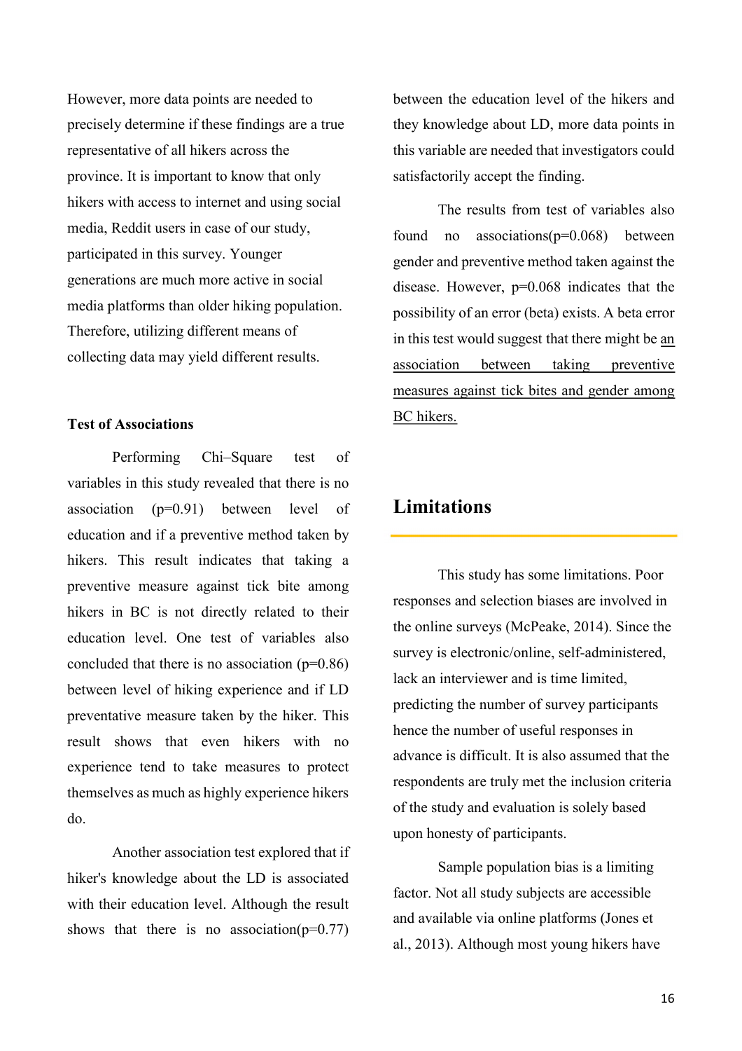However, more data points are needed to precisely determine if these findings are a true representative of all hikers across the province. It is important to know that only hikers with access to internet and using social media, Reddit users in case of our study, participated in this survey. Younger generations are much more active in social media platforms than older hiking population. Therefore, utilizing different means of collecting data may yield different results.

**Test of Associations**

Performing Chi–Square test of variables in this study revealed that there is no association (p=0.91) between level of education and if a preventive method taken by hikers. This result indicates that taking a preventive measure against tick bite among hikers in BC is not directly related to their education level. One test of variables also concluded that there is no association (p=0.86) between level of hiking experience and if LD preventative measure taken by the hiker. This result shows that even hikers with no experience tend to take measures to protect themselves as much as highly experience hikers do.

Another association test explored that if hiker's knowledge about the LD is associated with their education level. Although the result shows that there is no association(p=0.77) between the education level of the hikers and they knowledge about LD, more data points in this variable are needed that investigators could satisfactorily accept the finding.

The results from test of variables also found no associations(p=0.068) between gender and preventive method taken against the disease. However, p=0.068 indicates that the possibility of an error (beta) exists. A beta error in this test would suggest that there might be <u>an association between taking preventive measures against tick bites and gender among BC hikers.</u>

## Limitations

This study has some limitations. Poor responses and selection biases are involved in the online surveys (McPeake, 2014). Since the survey is electronic/online, self-administered, lack an interviewer and is time limited, predicting the number of survey participants hence the number of useful responses in advance is difficult. It is also assumed that the respondents are truly met the inclusion criteria of the study and evaluation is solely based upon honesty of participants.

Sample population bias is a limiting factor. Not all study subjects are accessible and available via online platforms (Jones et al., 2013). Although most young hikers have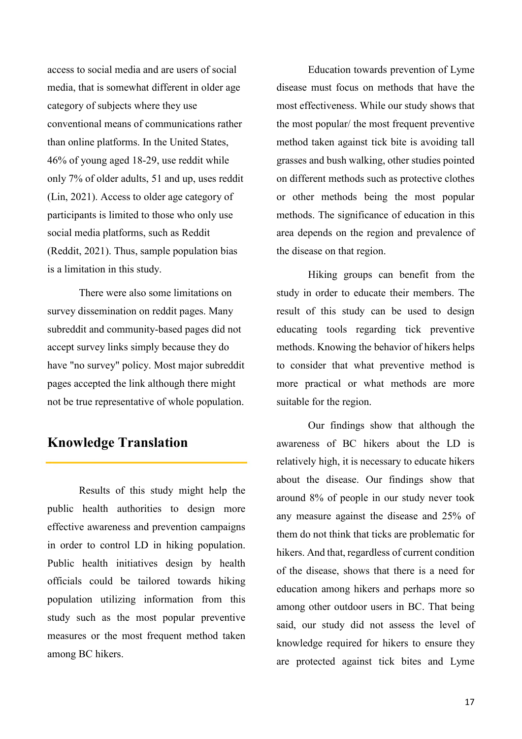access to social media and are users of social media, that is somewhat different in older age category of subjects where they use conventional means of communications rather than online platforms. In the United States, 46% of young aged 18-29, use reddit while only 7% of older adults, 51 and up, uses reddit (Lin, 2021). Access to older age category of participants is limited to those who only use social media platforms, such as Reddit (Reddit, 2021). Thus, sample population bias is a limitation in this study.

There were also some limitations on survey dissemination on reddit pages. Many subreddit and community-based pages did not accept survey links simply because they do have "no survey" policy. Most major subreddit pages accepted the link although there might not be true representative of whole population.

## Knowledge Translation

Results of this study might help the public health authorities to design more effective awareness and prevention campaigns in order to control LD in hiking population. Public health initiatives design by health officials could be tailored towards hiking population utilizing information from this study such as the most popular preventive measures or the most frequent method taken among BC hikers.

Education towards prevention of Lyme disease must focus on methods that have the most effectiveness. While our study shows that the most popular/ the most frequent preventive method taken against tick bite is avoiding tall grasses and bush walking, other studies pointed on different methods such as protective clothes or other methods being the most popular methods. The significance of education in this area depends on the region and prevalence of the disease on that region.

Hiking groups can benefit from the study in order to educate their members. The result of this study can be used to design educating tools regarding tick preventive methods. Knowing the behavior of hikers helps to consider that what preventive method is more practical or what methods are more suitable for the region.

Our findings show that although the awareness of BC hikers about the LD is relatively high, it is necessary to educate hikers about the disease. Our findings show that around 8% of people in our study never took any measure against the disease and 25% of them do not think that ticks are problematic for hikers. And that, regardless of current condition of the disease, shows that there is a need for education among hikers and perhaps more so among other outdoor users in BC. That being said, our study did not assess the level of knowledge required for hikers to ensure they are protected against tick bites and Lyme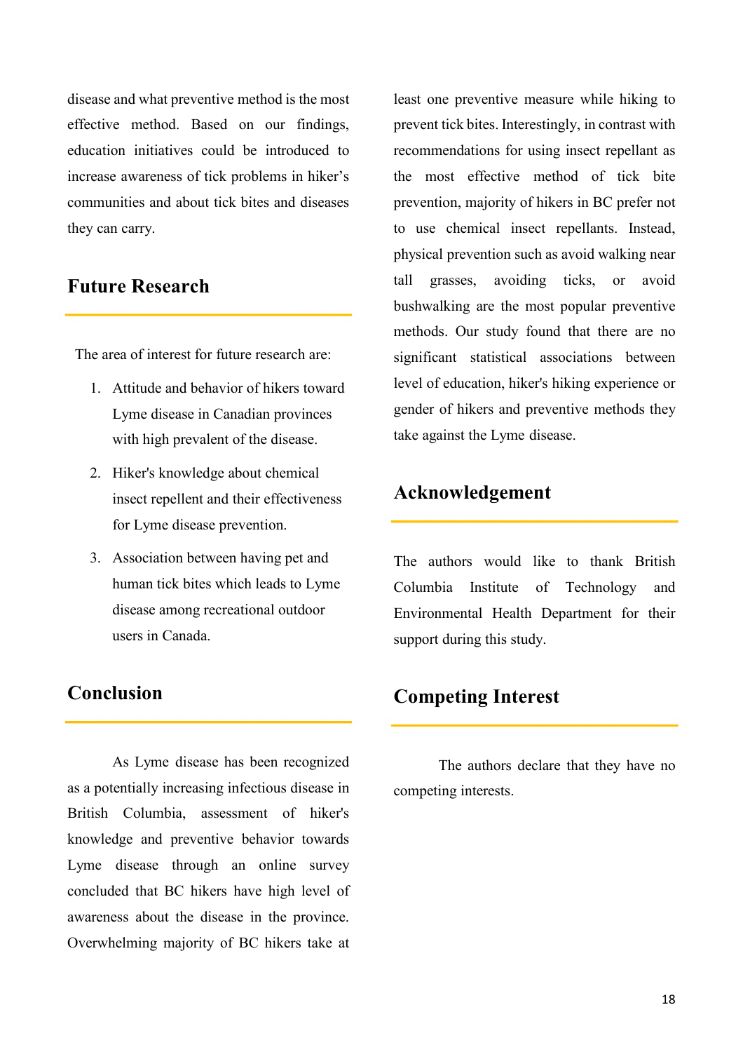disease and what preventive method is the most effective method. Based on our findings, education initiatives could be introduced to increase awareness of tick problems in hiker's communities and about tick bites and diseases they can carry.

## Future Research

The area of interest for future research are:

1. Attitude and behavior of hikers toward Lyme disease in Canadian provinces with high prevalent of the disease.
2. Hiker's knowledge about chemical insect repellent and their effectiveness for Lyme disease prevention.
3. Association between having pet and human tick bites which leads to Lyme disease among recreational outdoor users in Canada.

## Conclusion

As Lyme disease has been recognized as a potentially increasing infectious disease in British Columbia, assessment of hiker's knowledge and preventive behavior towards Lyme disease through an online survey concluded that BC hikers have high level of awareness about the disease in the province. Overwhelming majority of BC hikers take at least one preventive measure while hiking to prevent tick bites. Interestingly, in contrast with recommendations for using insect repellant as the most effective method of tick bite prevention, majority of hikers in BC prefer not to use chemical insect repellants. Instead, physical prevention such as avoid walking near tall grasses, avoiding ticks, or avoid bushwalking are the most popular preventive methods. Our study found that there are no significant statistical associations between level of education, hiker's hiking experience or gender of hikers and preventive methods they take against the Lyme disease.

## Acknowledgement

The authors would like to thank British Columbia Institute of Technology and Environmental Health Department for their support during this study.

## Competing Interest

The authors declare that they have no competing interests.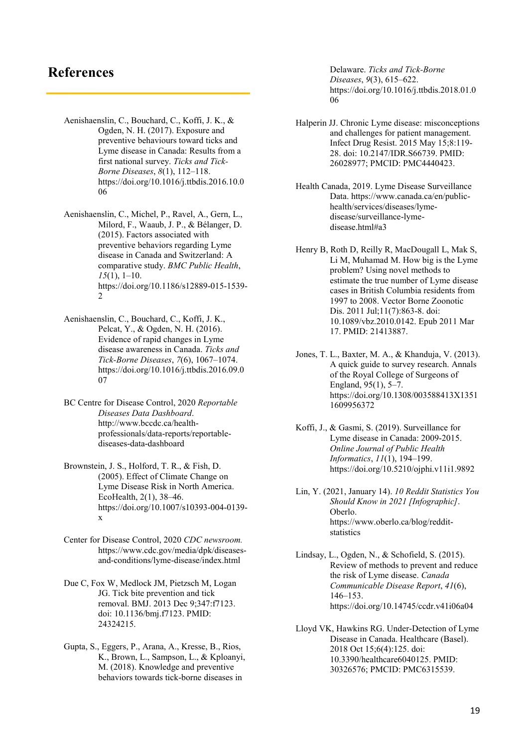## References

Aenishaenslin, C., Bouchard, C., Koffi, J. K., & Ogden, N. H. (2017). Exposure and preventive behaviours toward ticks and Lyme disease in Canada: Results from a first national survey. *Ticks and Tick-Borne Diseases*, *8*(1), 112–118. https://doi.org/10.1016/j.ttbdis.2016.10.006

Aenishaenslin, C., Michel, P., Ravel, A., Gern, L., Milord, F., Waaub, J. P., & Bélanger, D. (2015). Factors associated with preventive behaviors regarding Lyme disease in Canada and Switzerland: A comparative study. *BMC Public Health*, *15*(1), 1–10. https://doi.org/10.1186/s12889-015-1539-2

Aenishaenslin, C., Bouchard, C., Koffi, J. K., Pelcat, Y., & Ogden, N. H. (2016). Evidence of rapid changes in Lyme disease awareness in Canada. *Ticks and Tick-Borne Diseases*, *7*(6), 1067–1074. https://doi.org/10.1016/j.ttbdis.2016.09.007

BC Centre for Disease Control, 2020 *Reportable Diseases Data Dashboard*. http://www.bccdc.ca/health-professionals/data-reports/reportable-diseases-data-dashboard

Brownstein, J. S., Holford, T. R., & Fish, D. (2005). Effect of Climate Change on Lyme Disease Risk in North America. EcoHealth, 2(1), 38–46. https://doi.org/10.1007/s10393-004-0139-x

Center for Disease Control, 2020 *CDC newsroom.* https://www.cdc.gov/media/dpk/diseases-and-conditions/lyme-disease/index.html

Due C, Fox W, Medlock JM, Pietzsch M, Logan JG. Tick bite prevention and tick removal. BMJ. 2013 Dec 9;347:f7123. doi: 10.1136/bmj.f7123. PMID: 24324215.

Gupta, S., Eggers, P., Arana, A., Kresse, B., Rios, K., Brown, L., Sampson, L., & Kploanyi, M. (2018). Knowledge and preventive behaviors towards tick-borne diseases in Delaware. *Ticks and Tick-Borne Diseases*, *9*(3), 615–622. https://doi.org/10.1016/j.ttbdis.2018.01.006

Halperin JJ. Chronic Lyme disease: misconceptions and challenges for patient management. Infect Drug Resist. 2015 May 15;8:119-28. doi: 10.2147/IDR.S66739. PMID: 26028977; PMCID: PMC4440423.

Health Canada, 2019. Lyme Disease Surveillance Data. https://www.canada.ca/en/public-health/services/diseases/lyme-disease/surveillance-lyme-disease.html#a3

Henry B, Roth D, Reilly R, MacDougall L, Mak S, Li M, Muhamad M. How big is the Lyme problem? Using novel methods to estimate the true number of Lyme disease cases in British Columbia residents from 1997 to 2008. Vector Borne Zoonotic Dis. 2011 Jul;11(7):863-8. doi: 10.1089/vbz.2010.0142. Epub 2011 Mar 17. PMID: 21413887.

Jones, T. L., Baxter, M. A., & Khanduja, V. (2013). A quick guide to survey research. Annals of the Royal College of Surgeons of England, 95(1), 5–7. https://doi.org/10.1308/003588413X13511609956372

Koffi, J., & Gasmi, S. (2019). Surveillance for Lyme disease in Canada: 2009-2015. *Online Journal of Public Health Informatics*, *11*(1), 194–199. https://doi.org/10.5210/ojphi.v11i1.9892

Lin, Y. (2021, January 14). *10 Reddit Statistics You Should Know in 2021 [Infographic]*. Oberlo. https://www.oberlo.ca/blog/reddit-statistics

Lindsay, L., Ogden, N., & Schofield, S. (2015). Review of methods to prevent and reduce the risk of Lyme disease. *Canada Communicable Disease Report*, *41*(6), 146–153. https://doi.org/10.14745/ccdr.v41i06a04

Lloyd VK, Hawkins RG. Under-Detection of Lyme Disease in Canada. Healthcare (Basel). 2018 Oct 15;6(4):125. doi: 10.3390/healthcare6040125. PMID: 30326576; PMCID: PMC6315539.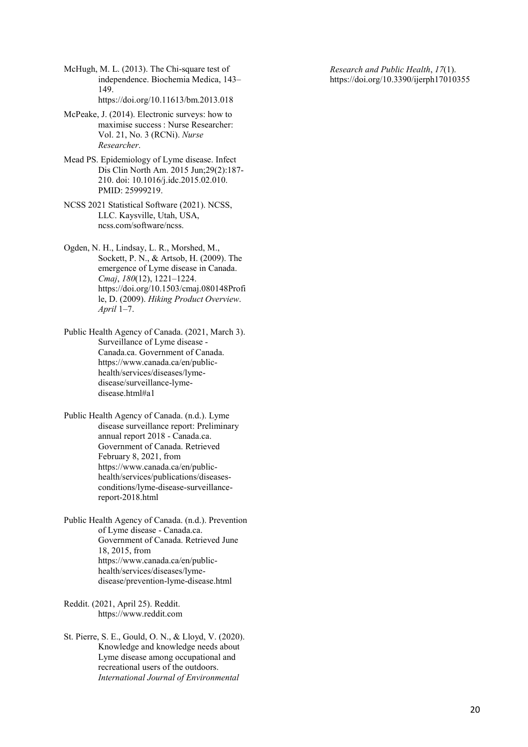McHugh, M. L. (2013). The Chi-square test of independence. Biochemia Medica, 143–149. https://doi.org/10.11613/bm.2013.018

McPeake, J. (2014). Electronic surveys: how to maximise success : Nurse Researcher: Vol. 21, No. 3 (RCNi). *Nurse Researcher*.

Mead PS. Epidemiology of Lyme disease. Infect Dis Clin North Am. 2015 Jun;29(2):187-210. doi: 10.1016/j.idc.2015.02.010. PMID: 25999219.

NCSS 2021 Statistical Software (2021). NCSS, LLC. Kaysville, Utah, USA, ncss.com/software/ncss.

Ogden, N. H., Lindsay, L. R., Morshed, M., Sockett, P. N., & Artsob, H. (2009). The emergence of Lyme disease in Canada. *Cmaj*, *180*(12), 1221–1224. https://doi.org/10.1503/cmaj.080148Profile, D. (2009). *Hiking Product Overview*. *April* 1–7.

Public Health Agency of Canada. (2021, March 3). Surveillance of Lyme disease - Canada.ca. Government of Canada. https://www.canada.ca/en/public-health/services/diseases/lyme-disease/surveillance-lyme-disease.html#a1

Public Health Agency of Canada. (n.d.). Lyme disease surveillance report: Preliminary annual report 2018 - Canada.ca. Government of Canada. Retrieved February 8, 2021, from https://www.canada.ca/en/public-health/services/publications/diseases-conditions/lyme-disease-surveillance-report-2018.html

Public Health Agency of Canada. (n.d.). Prevention of Lyme disease - Canada.ca. Government of Canada. Retrieved June 18, 2015, from https://www.canada.ca/en/public-health/services/diseases/lyme-disease/prevention-lyme-disease.html

Reddit. (2021, April 25). Reddit. https://www.reddit.com

St. Pierre, S. E., Gould, O. N., & Lloyd, V. (2020). Knowledge and knowledge needs about Lyme disease among occupational and recreational users of the outdoors. *International Journal of Environmental Research and Public Health*, *17*(1). https://doi.org/10.3390/ijerph17010355